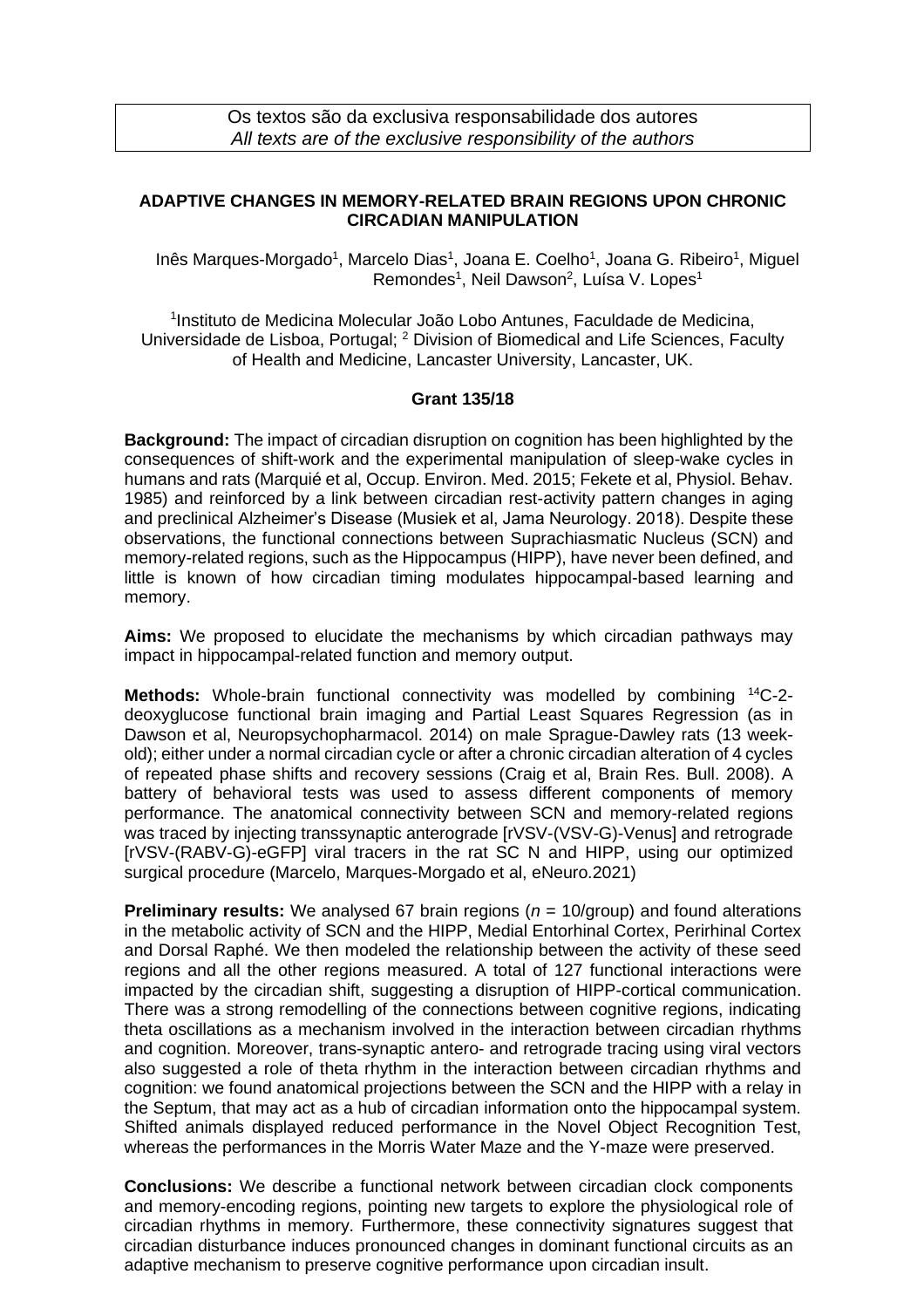Os textos são da exclusiva responsabilidade dos autores
*All texts are of the exclusive responsibility of the authors*

**ADAPTIVE CHANGES IN MEMORY-RELATED BRAIN REGIONS UPON CHRONIC CIRCADIAN MANIPULATION**

Inês Marques-Morgado[1], Marcelo Dias[1], Joana E. Coelho[1], Joana G. Ribeiro[1], Miguel Remondes[1], Neil Dawson[2], Luísa V. Lopes[1]

[1]Instituto de Medicina Molecular João Lobo Antunes, Faculdade de Medicina, Universidade de Lisboa, Portugal; [2] Division of Biomedical and Life Sciences, Faculty of Health and Medicine, Lancaster University, Lancaster, UK.

**Grant 135/18**

**Background:** The impact of circadian disruption on cognition has been highlighted by the consequences of shift-work and the experimental manipulation of sleep-wake cycles in humans and rats (Marquié et al, Occup. Environ. Med. 2015; Fekete et al, Physiol. Behav. 1985) and reinforced by a link between circadian rest-activity pattern changes in aging and preclinical Alzheimer's Disease (Musiek et al, Jama Neurology. 2018). Despite these observations, the functional connections between Suprachiasmatic Nucleus (SCN) and memory-related regions, such as the Hippocampus (HIPP), have never been defined, and little is known of how circadian timing modulates hippocampal-based learning and memory.

**Aims:** We proposed to elucidate the mechanisms by which circadian pathways may impact in hippocampal-related function and memory output.

**Methods:** Whole-brain functional connectivity was modelled by combining $^{14}$C-2-deoxyglucose functional brain imaging and Partial Least Squares Regression (as in Dawson et al, Neuropsychopharmacol. 2014) on male Sprague-Dawley rats (13 week-old); either under a normal circadian cycle or after a chronic circadian alteration of 4 cycles of repeated phase shifts and recovery sessions (Craig et al, Brain Res. Bull. 2008). A battery of behavioral tests was used to assess different components of memory performance. The anatomical connectivity between SCN and memory-related regions was traced by injecting transsynaptic anterograde [rVSV-(VSV-G)-Venus] and retrograde [rVSV-(RABV-G)-eGFP] viral tracers in the rat SC N and HIPP, using our optimized surgical procedure (Marcelo, Marques-Morgado et al, eNeuro.2021)

**Preliminary results:** We analysed 67 brain regions (*n* = 10/group) and found alterations in the metabolic activity of SCN and the HIPP, Medial Entorhinal Cortex, Perirhinal Cortex and Dorsal Raphé. We then modeled the relationship between the activity of these seed regions and all the other regions measured. A total of 127 functional interactions were impacted by the circadian shift, suggesting a disruption of HIPP-cortical communication. There was a strong remodelling of the connections between cognitive regions, indicating theta oscillations as a mechanism involved in the interaction between circadian rhythms and cognition. Moreover, trans-synaptic antero- and retrograde tracing using viral vectors also suggested a role of theta rhythm in the interaction between circadian rhythms and cognition: we found anatomical projections between the SCN and the HIPP with a relay in the Septum, that may act as a hub of circadian information onto the hippocampal system. Shifted animals displayed reduced performance in the Novel Object Recognition Test, whereas the performances in the Morris Water Maze and the Y-maze were preserved.

**Conclusions:** We describe a functional network between circadian clock components and memory-encoding regions, pointing new targets to explore the physiological role of circadian rhythms in memory. Furthermore, these connectivity signatures suggest that circadian disturbance induces pronounced changes in dominant functional circuits as an adaptive mechanism to preserve cognitive performance upon circadian insult.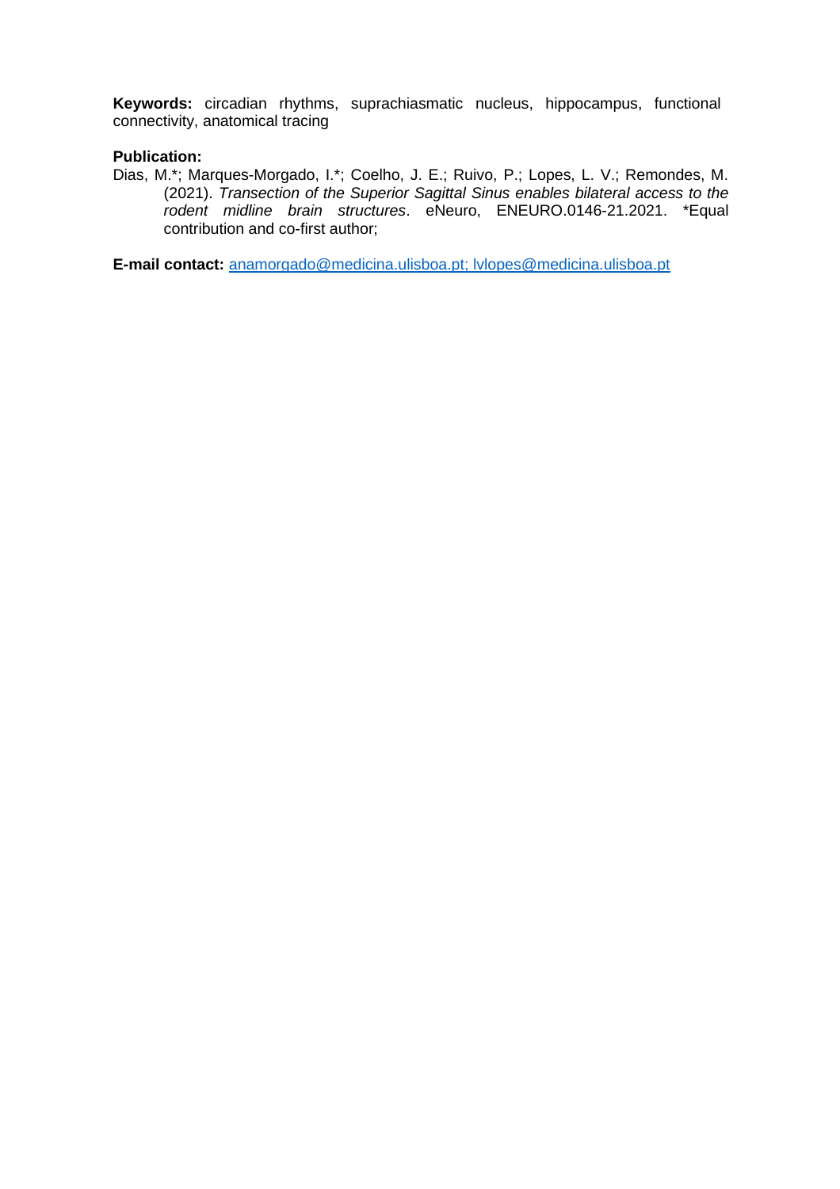**Keywords:** circadian rhythms, suprachiasmatic nucleus, hippocampus, functional connectivity, anatomical tracing

**Publication:**

Dias, M.*; Marques-Morgado, I.*; Coelho, J. E.; Ruivo, P.; Lopes, L. V.; Remondes, M. (2021). *Transection of the Superior Sagittal Sinus enables bilateral access to the rodent midline brain structures*. eNeuro, ENEURO.0146-21.2021. *Equal contribution and co-first author;

**E-mail contact:** anamorgado@medicina.ulisboa.pt; lvlopes@medicina.ulisboa.pt